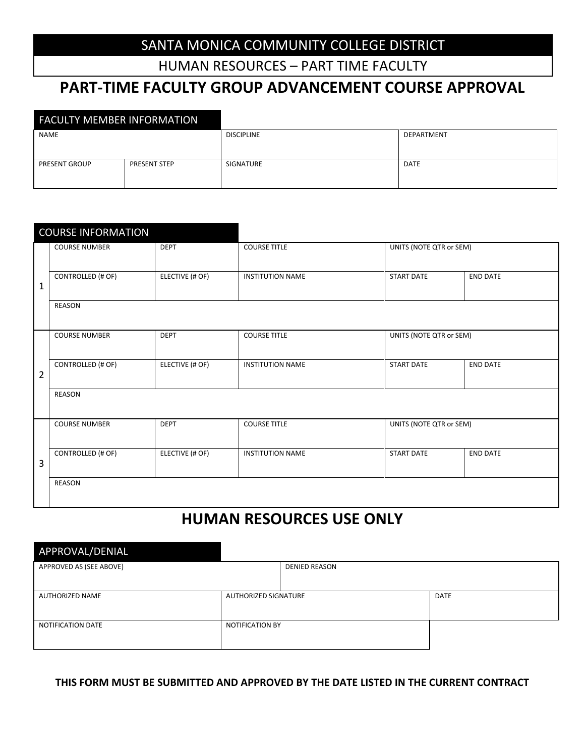# SANTA MONICA COMMUNITY COLLEGE DISTRICT

## HUMAN RESOURCES – PART TIME FACULTY

# PART-TIME FACULTY GROUP ADVANCEMENT COURSE APPROVAL

### FACULTY MEMBER INFORMATION

| NAME | | DISCIPLINE | DEPARTMENT |
|---|---|---|---|
| | | | |
| PRESENT GROUP | PRESENT STEP | SIGNATURE | DATE |
| | | | |

### COURSE INFORMATION

| | | | | | |
|---|---|---|---|---|---|
| 1 | COURSE NUMBER | DEPT | COURSE TITLE | UNITS (NOTE QTR or SEM) | |
| | CONTROLLED (# OF) | ELECTIVE (# OF) | INSTITUTION NAME | START DATE | END DATE |
| | REASON | | | | |
| 2 | COURSE NUMBER | DEPT | COURSE TITLE | UNITS (NOTE QTR or SEM) | |
| | CONTROLLED (# OF) | ELECTIVE (# OF) | INSTITUTION NAME | START DATE | END DATE |
| | REASON | | | | |
| 3 | COURSE NUMBER | DEPT | COURSE TITLE | UNITS (NOTE QTR or SEM) | |
| | CONTROLLED (# OF) | ELECTIVE (# OF) | INSTITUTION NAME | START DATE | END DATE |
| | REASON | | | | |

## HUMAN RESOURCES USE ONLY

### APPROVAL/DENIAL

| APPROVED AS (SEE ABOVE) | | DENIED REASON | |
|---|---|---|---|
| AUTHORIZED NAME | AUTHORIZED SIGNATURE | | DATE |
| NOTIFICATION DATE | NOTIFICATION BY | | |

**THIS FORM MUST BE SUBMITTED AND APPROVED BY THE DATE LISTED IN THE CURRENT CONTRACT**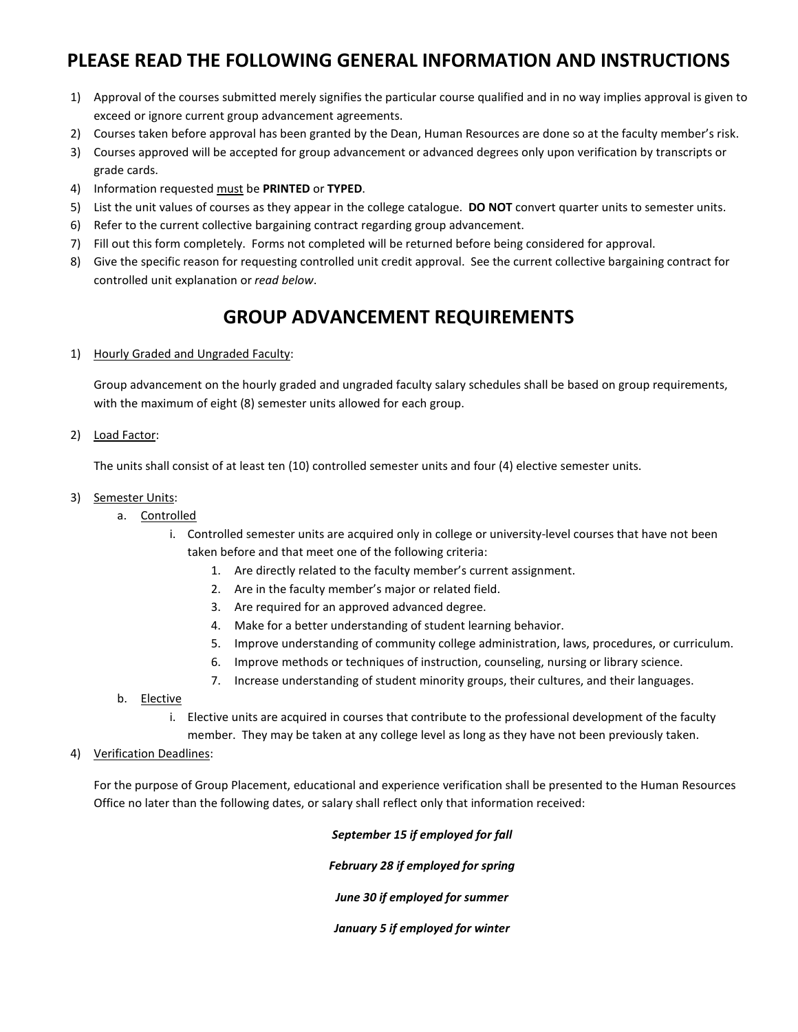# PLEASE READ THE FOLLOWING GENERAL INFORMATION AND INSTRUCTIONS

1) Approval of the courses submitted merely signifies the particular course qualified and in no way implies approval is given to exceed or ignore current group advancement agreements.
2) Courses taken before approval has been granted by the Dean, Human Resources are done so at the faculty member's risk.
3) Courses approved will be accepted for group advancement or advanced degrees only upon verification by transcripts or grade cards.
4) Information requested <u>must</u> be **PRINTED** or **TYPED**.
5) List the unit values of courses as they appear in the college catalogue. **DO NOT** convert quarter units to semester units.
6) Refer to the current collective bargaining contract regarding group advancement.
7) Fill out this form completely. Forms not completed will be returned before being considered for approval.
8) Give the specific reason for requesting controlled unit credit approval. See the current collective bargaining contract for controlled unit explanation or *read below*.

# GROUP ADVANCEMENT REQUIREMENTS

1) <u>Hourly Graded and Ungraded Faculty</u>:

   Group advancement on the hourly graded and ungraded faculty salary schedules shall be based on group requirements, with the maximum of eight (8) semester units allowed for each group.

2) <u>Load Factor</u>:

   The units shall consist of at least ten (10) controlled semester units and four (4) elective semester units.

3) <u>Semester Units</u>:
   a. <u>Controlled</u>
      i. Controlled semester units are acquired only in college or university-level courses that have not been taken before and that meet one of the following criteria:
         1. Are directly related to the faculty member's current assignment.
         2. Are in the faculty member's major or related field.
         3. Are required for an approved advanced degree.
         4. Make for a better understanding of student learning behavior.
         5. Improve understanding of community college administration, laws, procedures, or curriculum.
         6. Improve methods or techniques of instruction, counseling, nursing or library science.
         7. Increase understanding of student minority groups, their cultures, and their languages.

   b. <u>Elective</u>
      i. Elective units are acquired in courses that contribute to the professional development of the faculty member. They may be taken at any college level as long as they have not been previously taken.

4) <u>Verification Deadlines</u>:

   For the purpose of Group Placement, educational and experience verification shall be presented to the Human Resources Office no later than the following dates, or salary shall reflect only that information received:

   ***September 15 if employed for fall***

   ***February 28 if employed for spring***

   ***June 30 if employed for summer***

   ***January 5 if employed for winter***